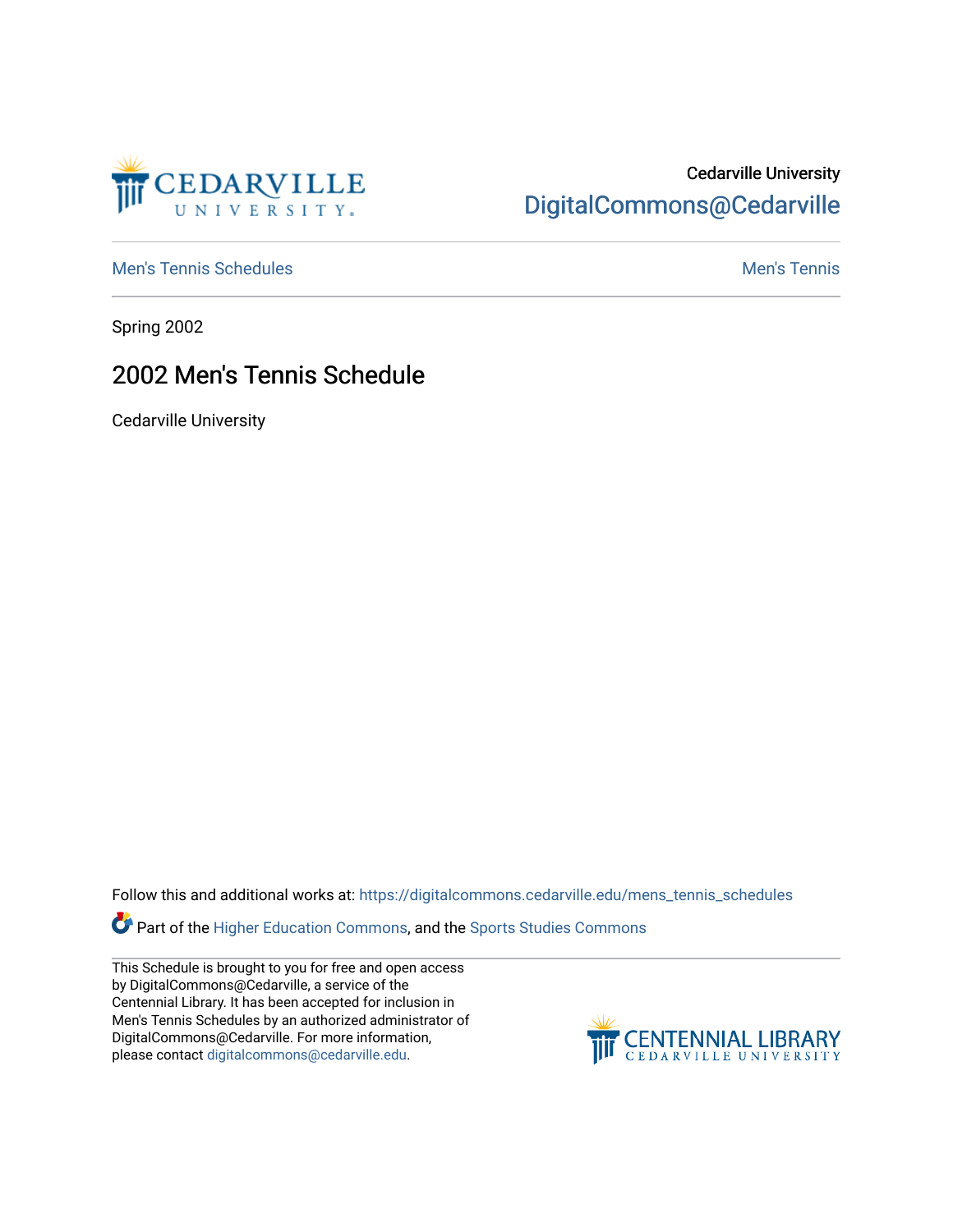Cedarville University
DigitalCommons@Cedarville

Men's Tennis Schedules | Men's Tennis

Spring 2002

# 2002 Men's Tennis Schedule

Cedarville University

Follow this and additional works at: https://digitalcommons.cedarville.edu/mens_tennis_schedules

Part of the Higher Education Commons, and the Sports Studies Commons

This Schedule is brought to you for free and open access by DigitalCommons@Cedarville, a service of the Centennial Library. It has been accepted for inclusion in Men's Tennis Schedules by an authorized administrator of DigitalCommons@Cedarville. For more information, please contact digitalcommons@cedarville.edu.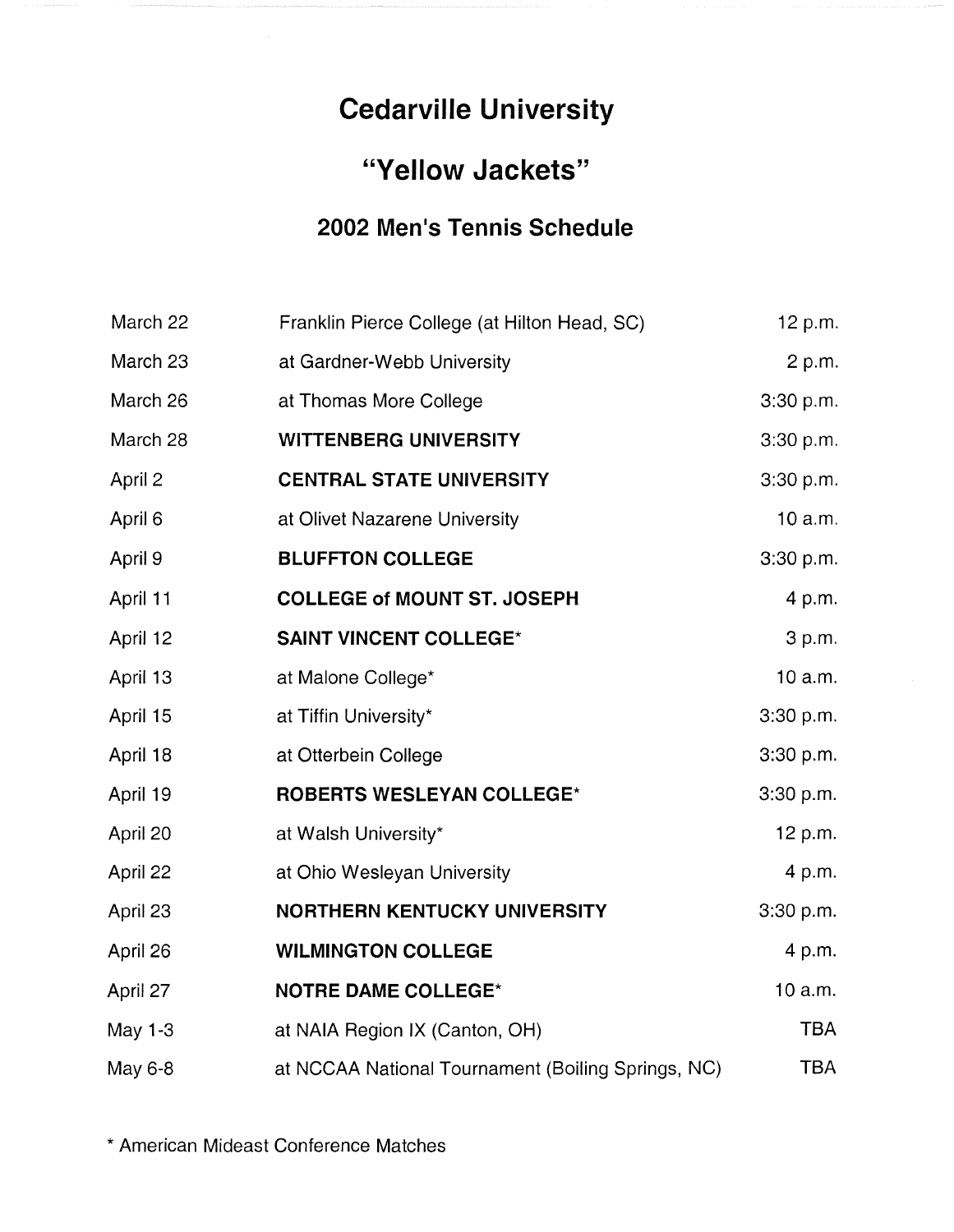# Cedarville University

## "Yellow Jackets"

### 2002 Men's Tennis Schedule

| | | |
|---|---|---|
| March 22 | Franklin Pierce College (at Hilton Head, SC) | 12 p.m. |
| March 23 | at Gardner-Webb University | 2 p.m. |
| March 26 | at Thomas More College | 3:30 p.m. |
| March 28 | **WITTENBERG UNIVERSITY** | 3:30 p.m. |
| April 2 | **CENTRAL STATE UNIVERSITY** | 3:30 p.m. |
| April 6 | at Olivet Nazarene University | 10 a.m. |
| April 9 | **BLUFFTON COLLEGE** | 3:30 p.m. |
| April 11 | **COLLEGE of MOUNT ST. JOSEPH** | 4 p.m. |
| April 12 | **SAINT VINCENT COLLEGE*** | 3 p.m. |
| April 13 | at Malone College* | 10 a.m. |
| April 15 | at Tiffin University* | 3:30 p.m. |
| April 18 | at Otterbein College | 3:30 p.m. |
| April 19 | **ROBERTS WESLEYAN COLLEGE*** | 3:30 p.m. |
| April 20 | at Walsh University* | 12 p.m. |
| April 22 | at Ohio Wesleyan University | 4 p.m. |
| April 23 | **NORTHERN KENTUCKY UNIVERSITY** | 3:30 p.m. |
| April 26 | **WILMINGTON COLLEGE** | 4 p.m. |
| April 27 | **NOTRE DAME COLLEGE*** | 10 a.m. |
| May 1-3 | at NAIA Region IX (Canton, OH) | TBA |
| May 6-8 | at NCCAA National Tournament (Boiling Springs, NC) | TBA |

* American Mideast Conference Matches